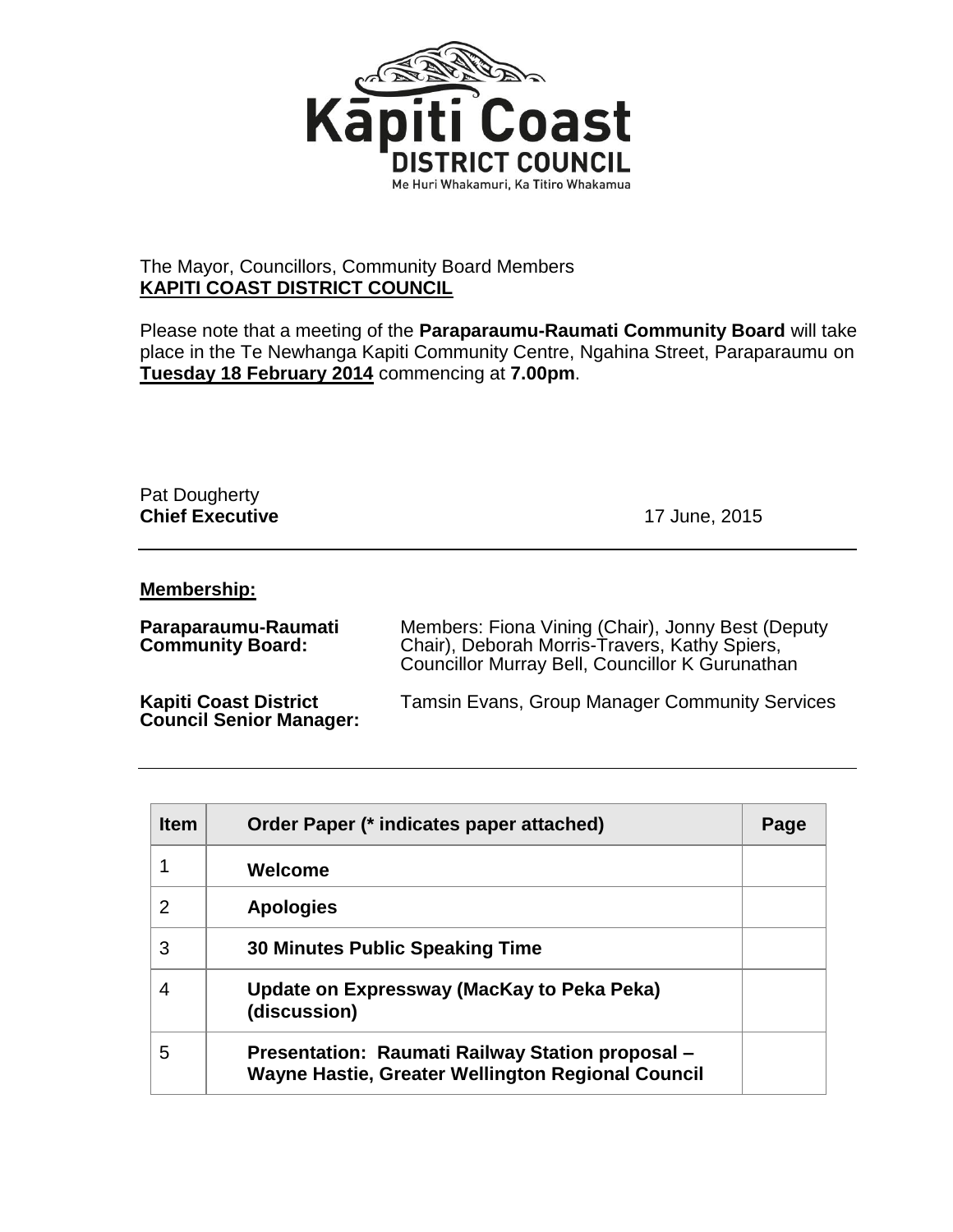The Mayor, Councillors, Community Board Members
**KAPITI COAST DISTRICT COUNCIL**

Please note that a meeting of the **Paraparaumu-Raumati Community Board** will take place in the Te Newhanga Kapiti Community Centre, Ngahina Street, Paraparaumu on **Tuesday 18 February 2014** commencing at **7.00pm**.

Pat Dougherty
**Chief Executive** 17 June, 2015

---

**Membership:**

**Paraparaumu-Raumati Community Board:** Members: Fiona Vining (Chair), Jonny Best (Deputy Chair), Deborah Morris-Travers, Kathy Spiers, Councillor Murray Bell, Councillor K Gurunathan

**Kapiti Coast District Council Senior Manager:** Tamsin Evans, Group Manager Community Services

---

| Item | Order Paper (* indicates paper attached) | Page |
|---|---|---|
| 1 | **Welcome** | |
| 2 | **Apologies** | |
| 3 | **30 Minutes Public Speaking Time** | |
| 4 | **Update on Expressway (MacKay to Peka Peka) (discussion)** | |
| 5 | **Presentation: Raumati Railway Station proposal – Wayne Hastie, Greater Wellington Regional Council** | |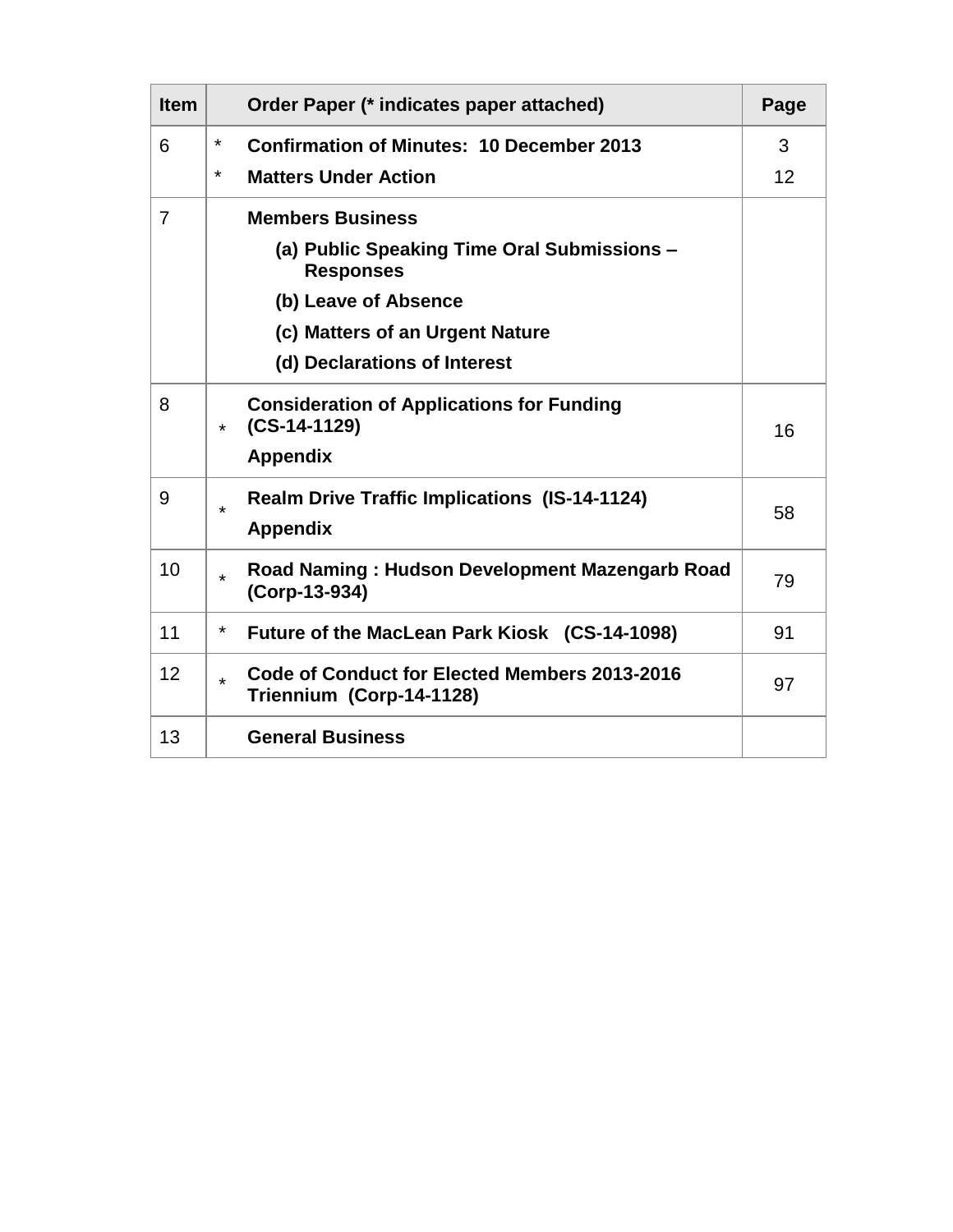| Item | | Order Paper (* indicates paper attached) | Page |
|---|---|---|---|
| 6 | * | **Confirmation of Minutes: 10 December 2013** | 3 |
| | * | **Matters Under Action** | 12 |
| 7 | | **Members Business**<br>**(a) Public Speaking Time Oral Submissions – Responses**<br>**(b) Leave of Absence**<br>**(c) Matters of an Urgent Nature**<br>**(d) Declarations of Interest** | |
| 8 | * | **Consideration of Applications for Funding (CS-14-1129)**<br>**Appendix** | 16 |
| 9 | * | **Realm Drive Traffic Implications (IS-14-1124)**<br>**Appendix** | 58 |
| 10 | * | **Road Naming : Hudson Development Mazengarb Road (Corp-13-934)** | 79 |
| 11 | * | **Future of the MacLean Park Kiosk (CS-14-1098)** | 91 |
| 12 | * | **Code of Conduct for Elected Members 2013-2016 Triennium (Corp-14-1128)** | 97 |
| 13 | | **General Business** | |